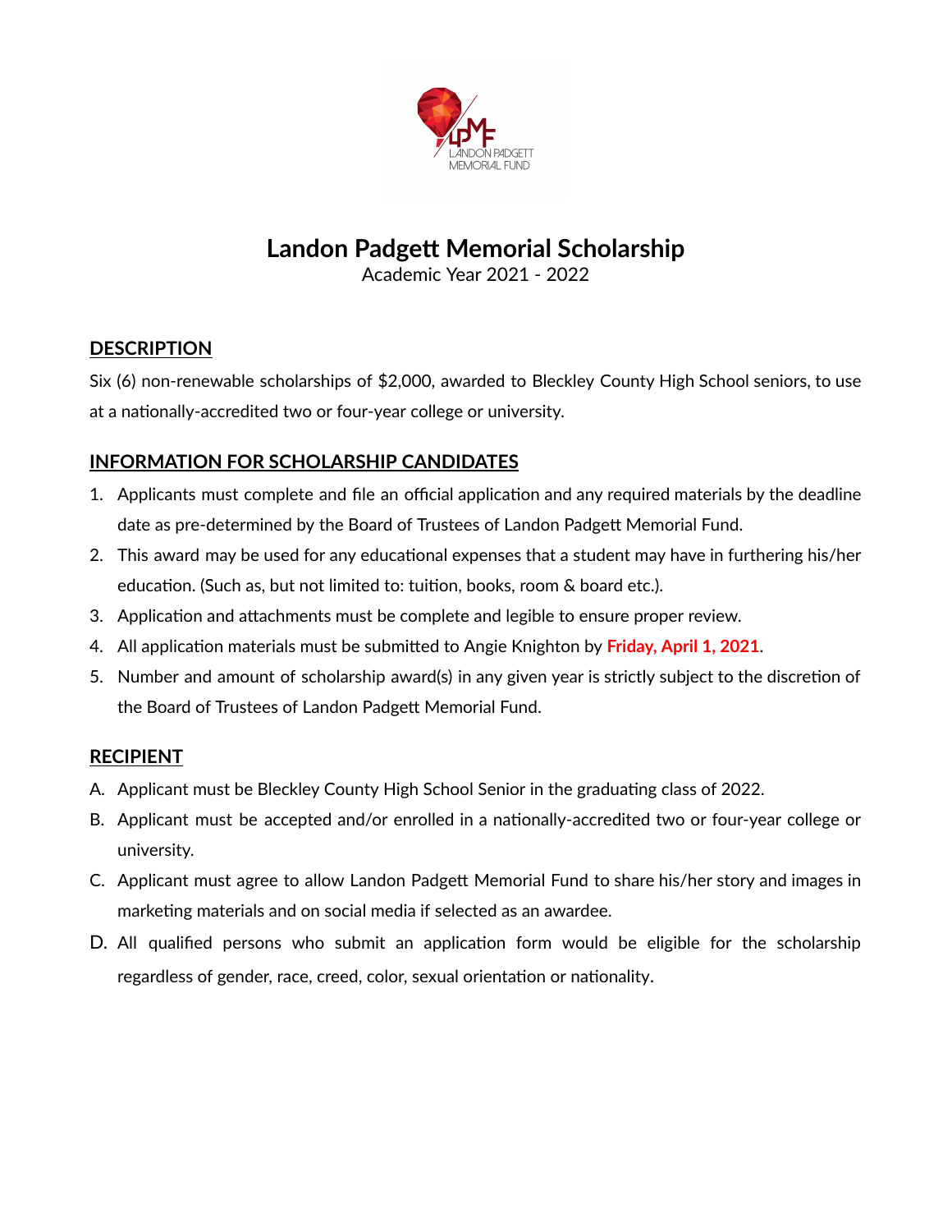LANDON PADGETT MEMORIAL FUND

# Landon Padgett Memorial Scholarship

Academic Year 2021 - 2022

## DESCRIPTION

Six (6) non-renewable scholarships of $2,000, awarded to Bleckley County High School seniors, to use at a nationally-accredited two or four-year college or university.

## INFORMATION FOR SCHOLARSHIP CANDIDATES

1. Applicants must complete and file an official application and any required materials by the deadline date as pre-determined by the Board of Trustees of Landon Padgett Memorial Fund.
2. This award may be used for any educational expenses that a student may have in furthering his/her education. (Such as, but not limited to: tuition, books, room & board etc.).
3. Application and attachments must be complete and legible to ensure proper review.
4. All application materials must be submitted to Angie Knighton by **Friday, April 1, 2021**.
5. Number and amount of scholarship award(s) in any given year is strictly subject to the discretion of the Board of Trustees of Landon Padgett Memorial Fund.

## RECIPIENT

A. Applicant must be Bleckley County High School Senior in the graduating class of 2022.

B. Applicant must be accepted and/or enrolled in a nationally-accredited two or four-year college or university.

C. Applicant must agree to allow Landon Padgett Memorial Fund to share his/her story and images in marketing materials and on social media if selected as an awardee.

D. All qualified persons who submit an application form would be eligible for the scholarship regardless of gender, race, creed, color, sexual orientation or nationality.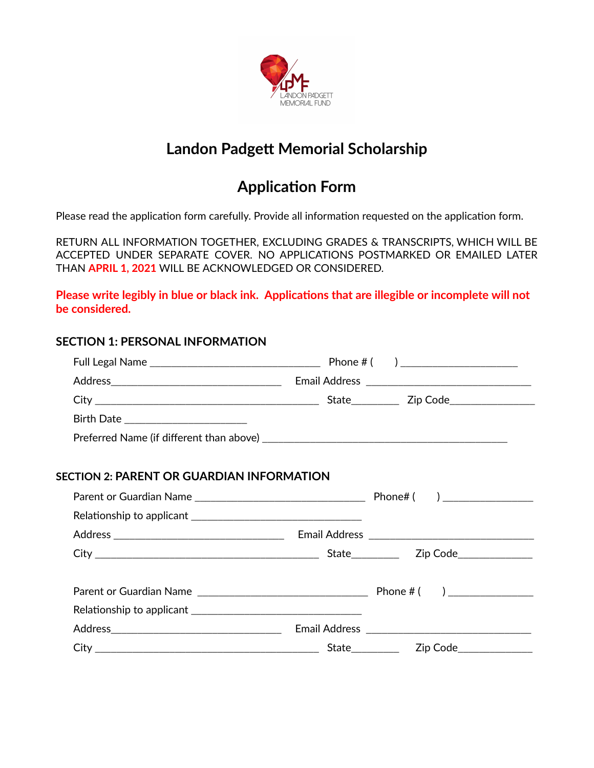LANDON PADGETT MEMORIAL FUND

# Landon Padgett Memorial Scholarship

# Application Form

Please read the application form carefully. Provide all information requested on the application form.

RETURN ALL INFORMATION TOGETHER, EXCLUDING GRADES & TRANSCRIPTS, WHICH WILL BE ACCEPTED UNDER SEPARATE COVER. NO APPLICATIONS POSTMARKED OR EMAILED LATER THAN **APRIL 1, 2021** WILL BE ACKNOWLEDGED OR CONSIDERED.

**Please write legibly in blue or black ink. Applications that are illegible or incomplete will not be considered.**

## SECTION 1: PERSONAL INFORMATION

Full Legal Name ________________________________ Phone # (      ) _____________________

Address________________________________ Email Address ______________________________

City __________________________________________ State________ Zip Code_______________

Birth Date ______________________

Preferred Name (if different than above) _____________________________________________

## SECTION 2: PARENT OR GUARDIAN INFORMATION

Parent or Guardian Name ________________________________ Phone# (      ) ________________

Relationship to applicant ________________________________

Address ________________________________ Email Address ______________________________

City __________________________________________ State________ Zip Code_____________

Parent or Guardian Name ________________________________ Phone # (      ) _______________

Relationship to applicant ________________________________

Address________________________________ Email Address ______________________________

City __________________________________________ State________ Zip Code_____________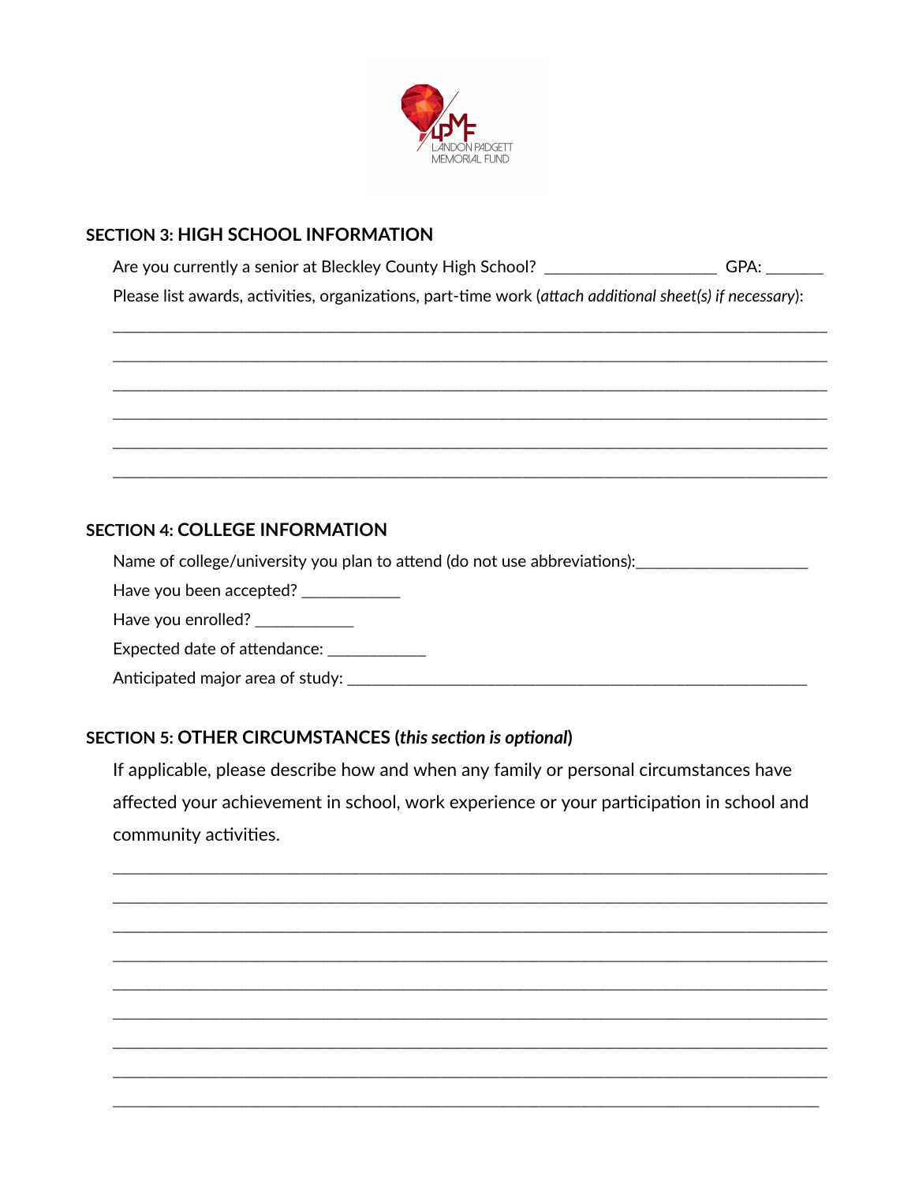## SECTION 3: HIGH SCHOOL INFORMATION

Are you currently a senior at Bleckley County High School? ____________________ GPA: _______

Please list awards, activities, organizations, part-time work (*attach additional sheet(s) if necessary*):

______________________________________________________________________________

______________________________________________________________________________

______________________________________________________________________________

______________________________________________________________________________

______________________________________________________________________________

______________________________________________________________________________

## SECTION 4: COLLEGE INFORMATION

Name of college/university you plan to attend (do not use abbreviations):____________________

Have you been accepted? ____________

Have you enrolled? ____________

Expected date of attendance: ____________

Anticipated major area of study: ______________________________________________________

## SECTION 5: OTHER CIRCUMSTANCES (*this section is optional*)

If applicable, please describe how and when any family or personal circumstances have affected your achievement in school, work experience or your participation in school and community activities.

______________________________________________________________________________

______________________________________________________________________________

______________________________________________________________________________

______________________________________________________________________________

______________________________________________________________________________

______________________________________________________________________________

______________________________________________________________________________

______________________________________________________________________________

______________________________________________________________________________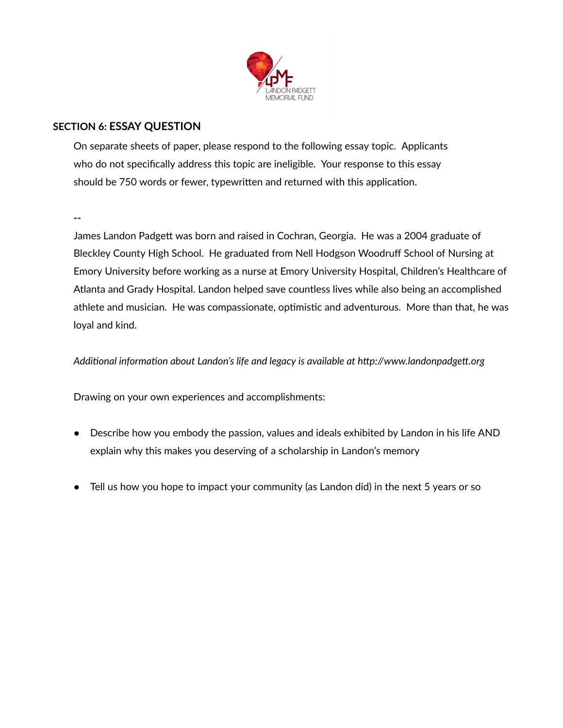LANDON PADGETT MEMORIAL FUND

## SECTION 6: ESSAY QUESTION

On separate sheets of paper, please respond to the following essay topic. Applicants who do not specifically address this topic are ineligible. Your response to this essay should be 750 words or fewer, typewritten and returned with this application.

--

James Landon Padgett was born and raised in Cochran, Georgia. He was a 2004 graduate of Bleckley County High School. He graduated from Nell Hodgson Woodruff School of Nursing at Emory University before working as a nurse at Emory University Hospital, Children's Healthcare of Atlanta and Grady Hospital. Landon helped save countless lives while also being an accomplished athlete and musician. He was compassionate, optimistic and adventurous. More than that, he was loyal and kind.

*Additional information about Landon's life and legacy is available at http://www.landonpadgett.org*

Drawing on your own experiences and accomplishments:

- Describe how you embody the passion, values and ideals exhibited by Landon in his life AND explain why this makes you deserving of a scholarship in Landon's memory
- Tell us how you hope to impact your community (as Landon did) in the next 5 years or so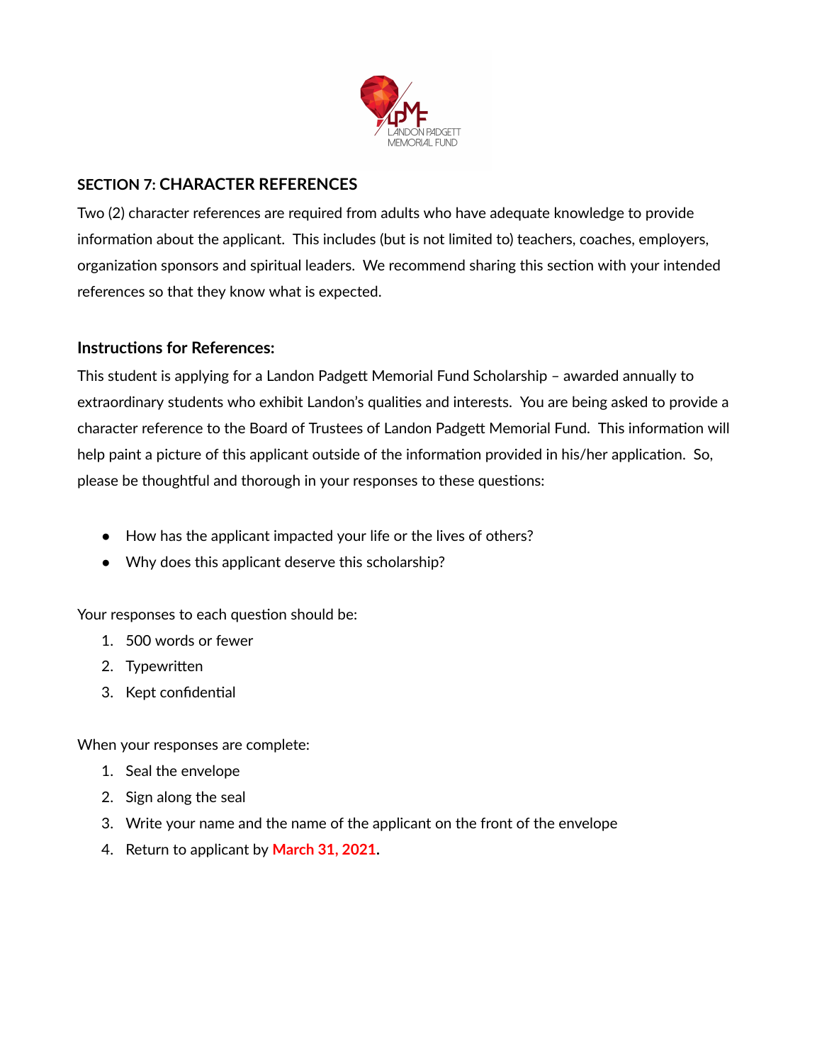## SECTION 7: CHARACTER REFERENCES

Two (2) character references are required from adults who have adequate knowledge to provide information about the applicant. This includes (but is not limited to) teachers, coaches, employers, organization sponsors and spiritual leaders. We recommend sharing this section with your intended references so that they know what is expected.

### Instructions for References:

This student is applying for a Landon Padgett Memorial Fund Scholarship – awarded annually to extraordinary students who exhibit Landon's qualities and interests. You are being asked to provide a character reference to the Board of Trustees of Landon Padgett Memorial Fund. This information will help paint a picture of this applicant outside of the information provided in his/her application. So, please be thoughtful and thorough in your responses to these questions:

- How has the applicant impacted your life or the lives of others?
- Why does this applicant deserve this scholarship?

Your responses to each question should be:

1. 500 words or fewer
2. Typewritten
3. Kept confidential

When your responses are complete:

1. Seal the envelope
2. Sign along the seal
3. Write your name and the name of the applicant on the front of the envelope
4. Return to applicant by **March 31, 2021**.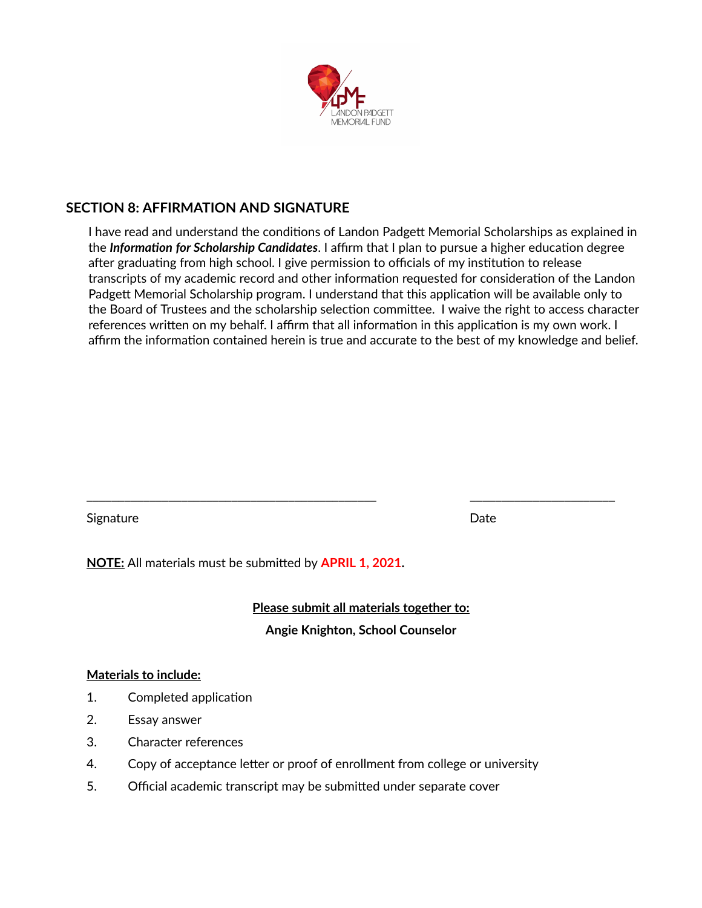## SECTION 8: AFFIRMATION AND SIGNATURE

I have read and understand the conditions of Landon Padgett Memorial Scholarships as explained in the ***Information for Scholarship Candidates***. I affirm that I plan to pursue a higher education degree after graduating from high school. I give permission to officials of my institution to release transcripts of my academic record and other information requested for consideration of the Landon Padgett Memorial Scholarship program. I understand that this application will be available only to the Board of Trustees and the scholarship selection committee. I waive the right to access character references written on my behalf. I affirm that all information in this application is my own work. I affirm the information contained herein is true and accurate to the best of my knowledge and belief.

_______________________________________________ &nbsp;&nbsp;&nbsp;&nbsp;&nbsp;&nbsp;&nbsp;&nbsp; ________________________

Signature &nbsp;&nbsp;&nbsp;&nbsp;&nbsp;&nbsp;&nbsp;&nbsp;&nbsp;&nbsp;&nbsp;&nbsp;&nbsp;&nbsp;&nbsp;&nbsp;&nbsp;&nbsp;&nbsp;&nbsp;&nbsp;&nbsp;&nbsp;&nbsp;&nbsp;&nbsp;&nbsp;&nbsp;&nbsp;&nbsp;&nbsp;&nbsp;&nbsp;&nbsp;&nbsp;&nbsp;&nbsp;&nbsp;&nbsp;&nbsp; Date

**NOTE:** All materials must be submitted by **APRIL 1, 2021**.

**Please submit all materials together to:**

**Angie Knighton, School Counselor**

**Materials to include:**

1. Completed application
2. Essay answer
3. Character references
4. Copy of acceptance letter or proof of enrollment from college or university
5. Official academic transcript may be submitted under separate cover